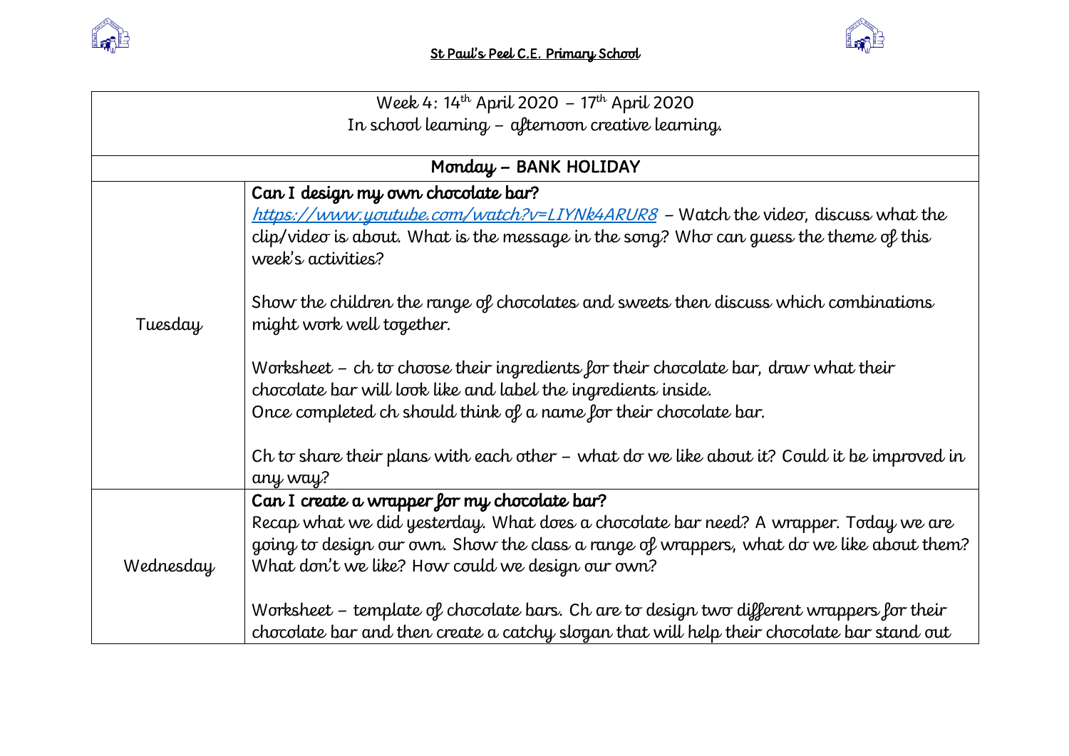St Paul's Peel C.E. Primary School

| Week 4: 14th April 2020 – 17th April 2020<br>In school learning – afternoon creative learning. | |
|---|---|
| Monday – BANK HOLIDAY | |
| Tuesday | Can I design my own chocolate bar?<br>https://www.youtube.com/watch?v=LIYNk4ARUR8 – Watch the video, discuss what the clip/video is about. What is the message in the song? Who can guess the theme of this week's activities?<br><br>Show the children the range of chocolates and sweets then discuss which combinations might work well together.<br><br>Worksheet – ch to choose their ingredients for their chocolate bar, draw what their chocolate bar will look like and label the ingredients inside.<br>Once completed ch should think of a name for their chocolate bar.<br><br>Ch to share their plans with each other – what do we like about it? Could it be improved in any way? |
| Wednesday | Can I create a wrapper for my chocolate bar?<br>Recap what we did yesterday. What does a chocolate bar need? A wrapper. Today we are going to design our own. Show the class a range of wrappers, what do we like about them? What don't we like? How could we design our own?<br><br>Worksheet – template of chocolate bars. Ch are to design two different wrappers for their chocolate bar and then create a catchy slogan that will help their chocolate bar stand out |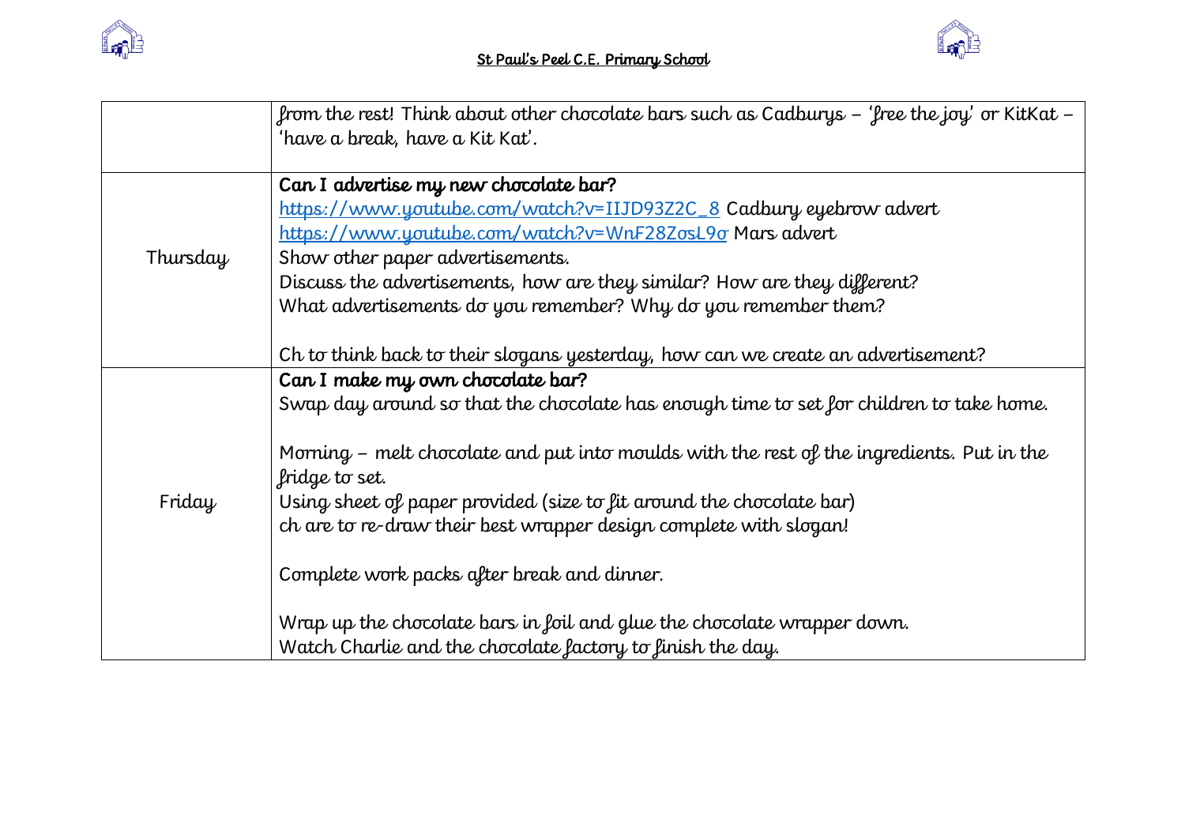| | |
|---|---|
| | from the rest! Think about other chocolate bars such as Cadburys – 'free the joy' or KitKat – 'have a break, have a Kit Kat'. |
| Thursday | **Can I advertise my new chocolate bar?**<br>https://www.youtube.com/watch?v=IIJD93Z2C_8 Cadbury eyebrow advert<br>https://www.youtube.com/watch?v=WnF28ZosL9o Mars advert<br>Show other paper advertisements.<br>Discuss the advertisements, how are they similar? How are they different?<br>What advertisements do you remember? Why do you remember them?<br><br>Ch to think back to their slogans yesterday, how can we create an advertisement? |
| Friday | **Can I make my own chocolate bar?**<br>Swap day around so that the chocolate has enough time to set for children to take home.<br><br>Morning – melt chocolate and put into moulds with the rest of the ingredients. Put in the fridge to set.<br>Using sheet of paper provided (size to fit around the chocolate bar)<br>ch are to re-draw their best wrapper design complete with slogan!<br><br>Complete work packs after break and dinner.<br><br>Wrap up the chocolate bars in foil and glue the chocolate wrapper down.<br>Watch Charlie and the chocolate factory to finish the day. |